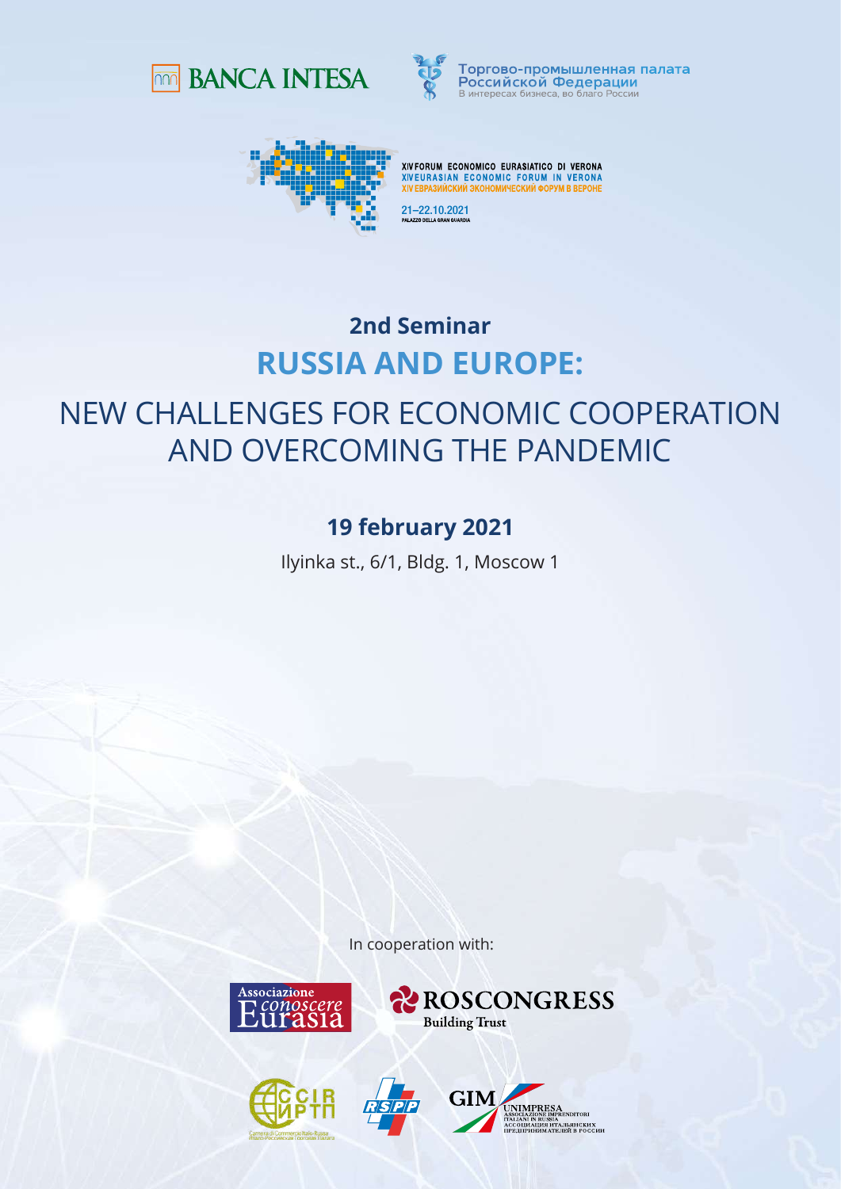BANCA INTESA

Торгово-промышленная палата
Российской Федерации
В интересах бизнеса, во благо России

XIV FORUM ECONOMICO EURASIATICO DI VERONA
XIV EURASIAN ECONOMIC FORUM IN VERONA
XIV ЕВРАЗИЙСКИЙ ЭКОНОМИЧЕСКИЙ ФОРУМ В ВЕРОНЕ

21–22.10.2021
PALAZZO DELLA GRAN GUARDIA

## 2nd Seminar

# RUSSIA AND EUROPE:

# NEW CHALLENGES FOR ECONOMIC COOPERATION AND OVERCOMING THE PANDEMIC

### 19 february 2021

Ilyinka st., 6/1, Bldg. 1, Moscow 1

In cooperation with:

Associazione conoscere Eurasia

ROSCONGRESS
Building Trust

CCIR
ИРТП
Camera di Commercio Italo-Russa
Итало-Российская Торговая Палата

RSPP

GIM
UNIMPRESA
ASSOCIAZIONE IMPRENDITORI ITALIANI IN RUSSIA
АССОЦИАЦИЯ ИТАЛЬЯНСКИХ ПРЕДПРИНИМАТЕЛЕЙ В РОССИИ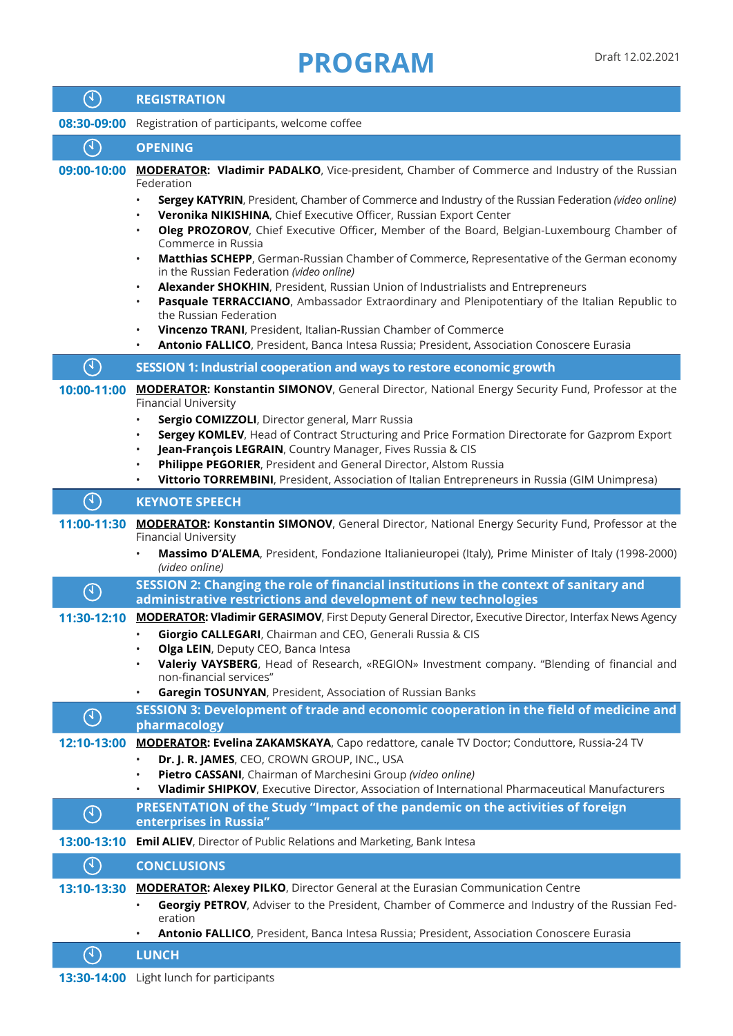# PROGRAM

Draft 12.02.2021

## REGISTRATION

**08:30-09:00** Registration of participants, welcome coffee

## OPENING

**09:00-10:00** **MODERATOR: Vladimir PADALKO**, Vice-president, Chamber of Commerce and Industry of the Russian Federation

- **Sergey KATYRIN**, President, Chamber of Commerce and Industry of the Russian Federation *(video online)*
- **Veronika NIKISHINA**, Chief Executive Officer, Russian Export Center
- **Oleg PROZOROV**, Chief Executive Officer, Member of the Board, Belgian-Luxembourg Chamber of Commerce in Russia
- **Matthias SCHEPP**, German-Russian Chamber of Commerce, Representative of the German economy in the Russian Federation *(video online)*
- **Alexander SHOKHIN**, President, Russian Union of Industrialists and Entrepreneurs
- **Pasquale TERRACCIANO**, Ambassador Extraordinary and Plenipotentiary of the Italian Republic to the Russian Federation
- **Vincenzo TRANI**, President, Italian-Russian Chamber of Commerce
- **Antonio FALLICO**, President, Banca Intesa Russia; President, Association Conoscere Eurasia

## SESSION 1: Industrial cooperation and ways to restore economic growth

**10:00-11:00** **MODERATOR: Konstantin SIMONOV**, General Director, National Energy Security Fund, Professor at the Financial University

- **Sergio COMIZZOLI**, Director general, Marr Russia
- **Sergey KOMLEV**, Head of Contract Structuring and Price Formation Directorate for Gazprom Export
- **Jean-François LEGRAIN**, Country Manager, Fives Russia & CIS
- **Philippe PEGORIER**, President and General Director, Alstom Russia
- **Vittorio TORREMBINI**, President, Association of Italian Entrepreneurs in Russia (GIM Unimpresa)

## KEYNOTE SPEECH

**11:00-11:30** **MODERATOR: Konstantin SIMONOV**, General Director, National Energy Security Fund, Professor at the Financial University

- **Massimo D'ALEMA**, President, Fondazione Italianieuropei (Italy), Prime Minister of Italy (1998-2000) *(video online)*

## SESSION 2: Changing the role of financial institutions in the context of sanitary and administrative restrictions and development of new technologies

**11:30-12:10** **MODERATOR: Vladimir GERASIMOV**, First Deputy General Director, Executive Director, Interfax News Agency

- **Giorgio CALLEGARI**, Chairman and CEO, Generali Russia & CIS
- **Olga LEIN**, Deputy CEO, Banca Intesa
- **Valeriy VAYSBERG**, Head of Research, «REGION» Investment company. "Blending of financial and non-financial services"
- **Garegin TOSUNYAN**, President, Association of Russian Banks

## SESSION 3: Development of trade and economic cooperation in the field of medicine and pharmacology

**12:10-13:00** **MODERATOR: Evelina ZAKAMSKAYA**, Capo redattore, canale TV Doctor; Conduttore, Russia-24 TV

- **Dr. J. R. JAMES**, CEO, CROWN GROUP, INC., USA
- **Pietro CASSANI**, Chairman of Marchesini Group *(video online)*
- **Vladimir SHIPKOV**, Executive Director, Association of International Pharmaceutical Manufacturers

## PRESENTATION of the Study "Impact of the pandemic on the activities of foreign enterprises in Russia"

**13:00-13:10** **Emil ALIEV**, Director of Public Relations and Marketing, Bank Intesa

## CONCLUSIONS

**13:10-13:30** **MODERATOR: Alexey PILKO**, Director General at the Eurasian Communication Centre

- **Georgiy PETROV**, Adviser to the President, Chamber of Commerce and Industry of the Russian Federation
- **Antonio FALLICO**, President, Banca Intesa Russia; President, Association Conoscere Eurasia

## LUNCH

**13:30-14:00** Light lunch for participants